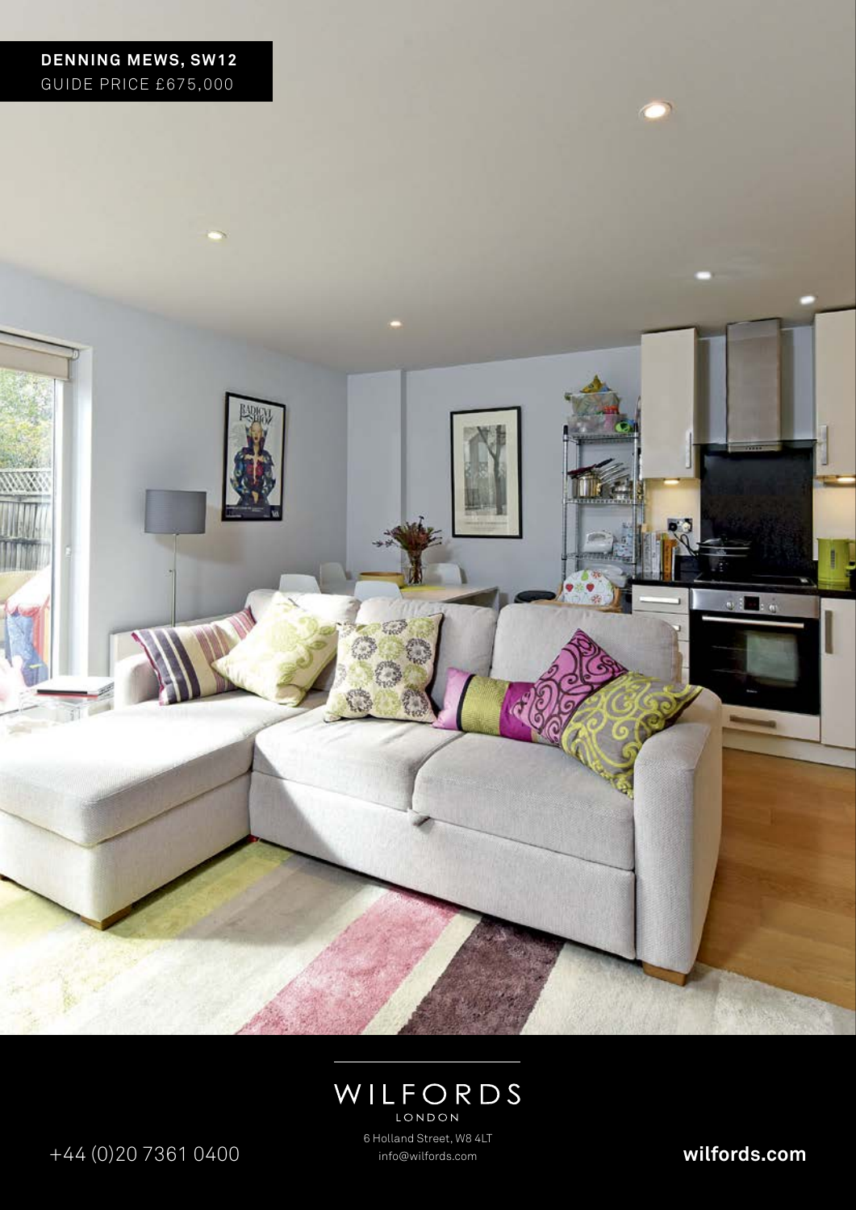**DENNING MEWS, SW12**
GUIDE PRICE £675,000

WILFORDS
LONDON

+44 (0)20 7361 0400

6 Holland Street, W8 4LT
info@wilfords.com

**wilfords.com**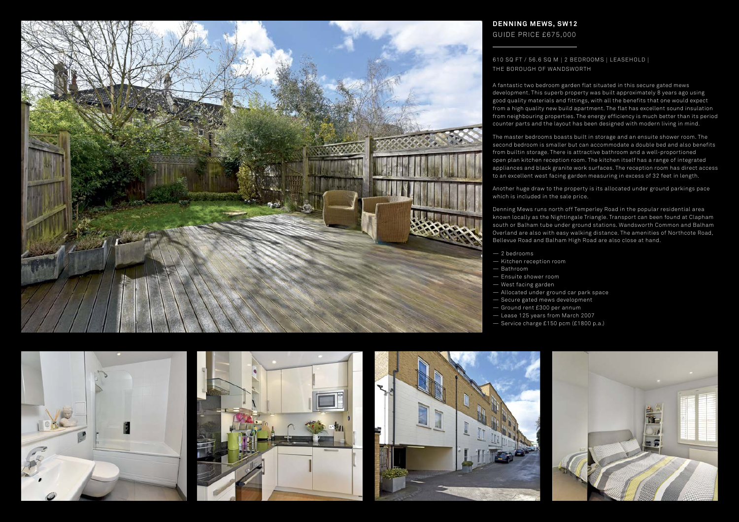## DENNING MEWS, SW12

GUIDE PRICE £675,000

610 SQ FT / 56.6 SQ M | 2 BEDROOMS | LEASEHOLD | THE BOROUGH OF WANDSWORTH

A fantastic two bedroom garden flat situated in this secure gated mews development. This superb property was built approximately 8 years ago using good quality materials and fittings, with all the benefits that one would expect from a high quality new build apartment. The flat has excellent sound insulation from neighbouring properties. The energy efficiency is much better than its period counter parts and the layout has been designed with modern living in mind.

The master bedrooms boasts built in storage and an ensuite shower room. The second bedroom is smaller but can accommodate a double bed and also benefits from builtin storage. There is attractive bathroom and a well-proportioned open plan kitchen reception room. The kitchen itself has a range of integrated appliances and black granite work surfaces. The reception room has direct access to an excellent west facing garden measuring in excess of 32 feet in length.

Another huge draw to the property is its allocated under ground parkings pace which is included in the sale price.

Denning Mews runs north off Temperley Road in the popular residential area known locally as the Nightingale Triangle. Transport can been found at Clapham south or Balham tube under ground stations. Wandsworth Common and Balham Overland are also with easy walking distance. The amenities of Northcote Road, Bellevue Road and Balham High Road are also close at hand.

- 2 bedrooms
- Kitchen reception room
- Bathroom
- Ensuite shower room
- West facing garden
- Allocated under ground car park space
- Secure gated mews development
- Ground rent £300 per annum
- Lease 125 years from March 2007
- Service charge £150 pcm (£1800 p.a.)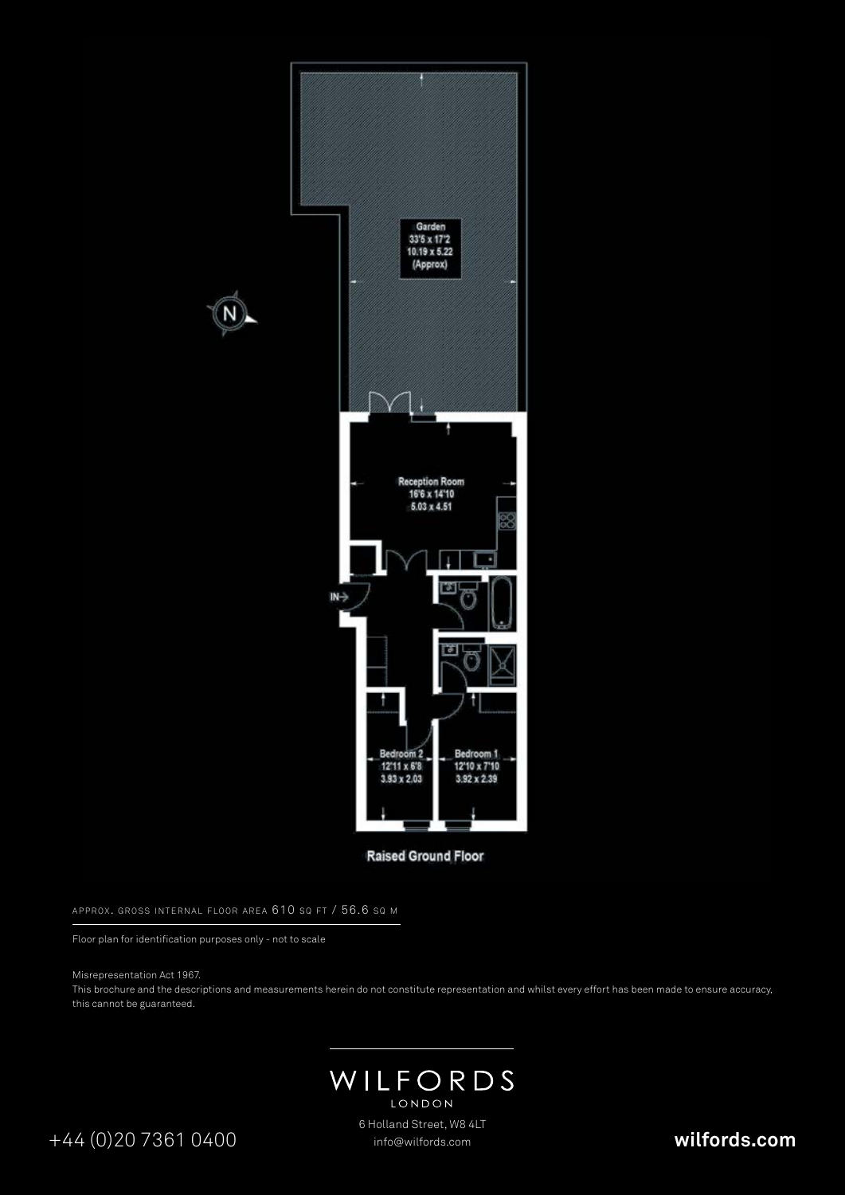Garden
33'5 x 17'2
10.19 x 5.22
(Approx)

N

Reception Room
16'6 x 14'10
5.03 x 4.51

IN

Bedroom 2
12'11 x 6'8
3.93 x 2.03

Bedroom 1
12'10 x 7'10
3.92 x 2.39

**Raised Ground Floor**

APPROX. GROSS INTERNAL FLOOR AREA 610 SQ FT / 56.6 SQ M

Floor plan for identification purposes only - not to scale

Misrepresentation Act 1967.
This brochure and the descriptions and measurements herein do not constitute representation and whilst every effort has been made to ensure accuracy, this cannot be guaranteed.

WILFORDS
LONDON

+44 (0)20 7361 0400

6 Holland Street, W8 4LT
info@wilfords.com

**wilfords.com**